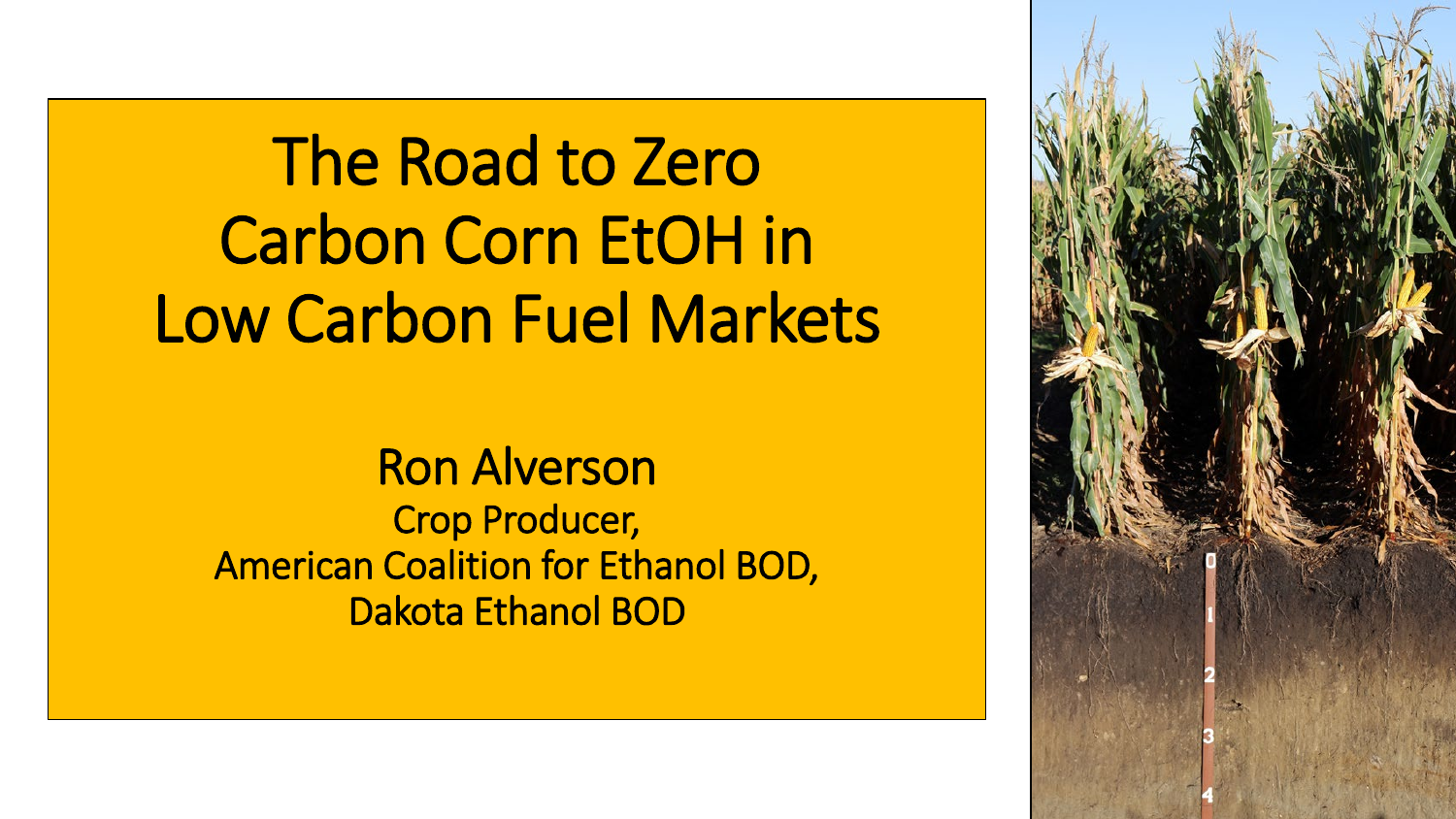# The Road to Zero Carbon Corn EtOH in Low Carbon Fuel Markets

**Ron Alverson**

Crop Producer,
American Coalition for Ethanol BOD,
Dakota Ethanol BOD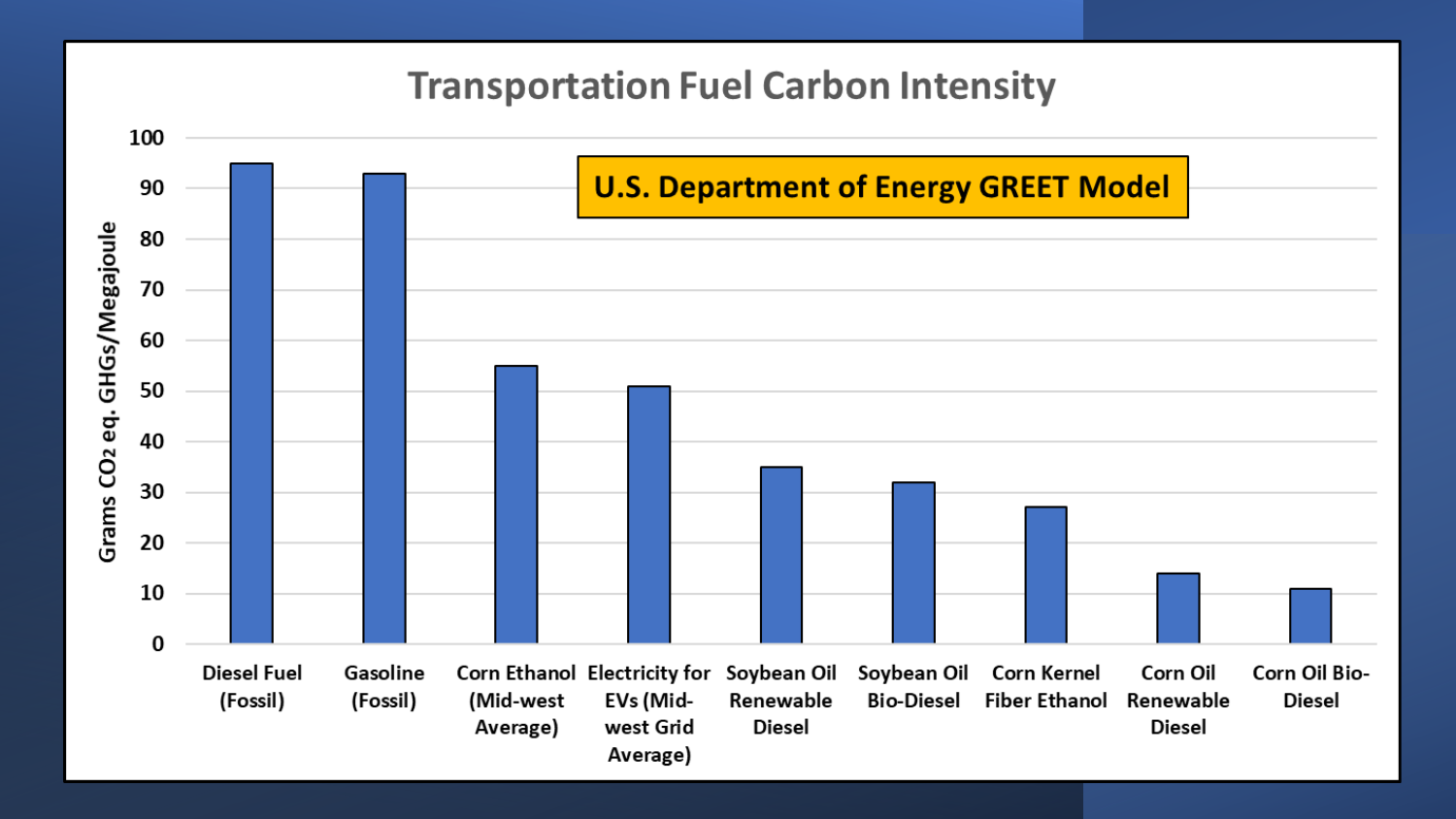## Transportation Fuel Carbon Intensity

**U.S. Department of Energy GREET Model**

| Fuel | Grams $CO_2$ eq. GHGs/Megajoule |
|---|---|
| Diesel Fuel (Fossil) | 95 |
| Gasoline (Fossil) | 93 |
| Corn Ethanol (Mid-west Average) | 55 |
| Electricity for EVs (Mid-west Grid Average) | 51 |
| Soybean Oil Renewable Diesel | 35 |
| Soybean Oil Bio-Diesel | 32 |
| Corn Kernel Fiber Ethanol | 27 |
| Corn Oil Renewable Diesel | 14 |
| Corn Oil Bio-Diesel | 11 |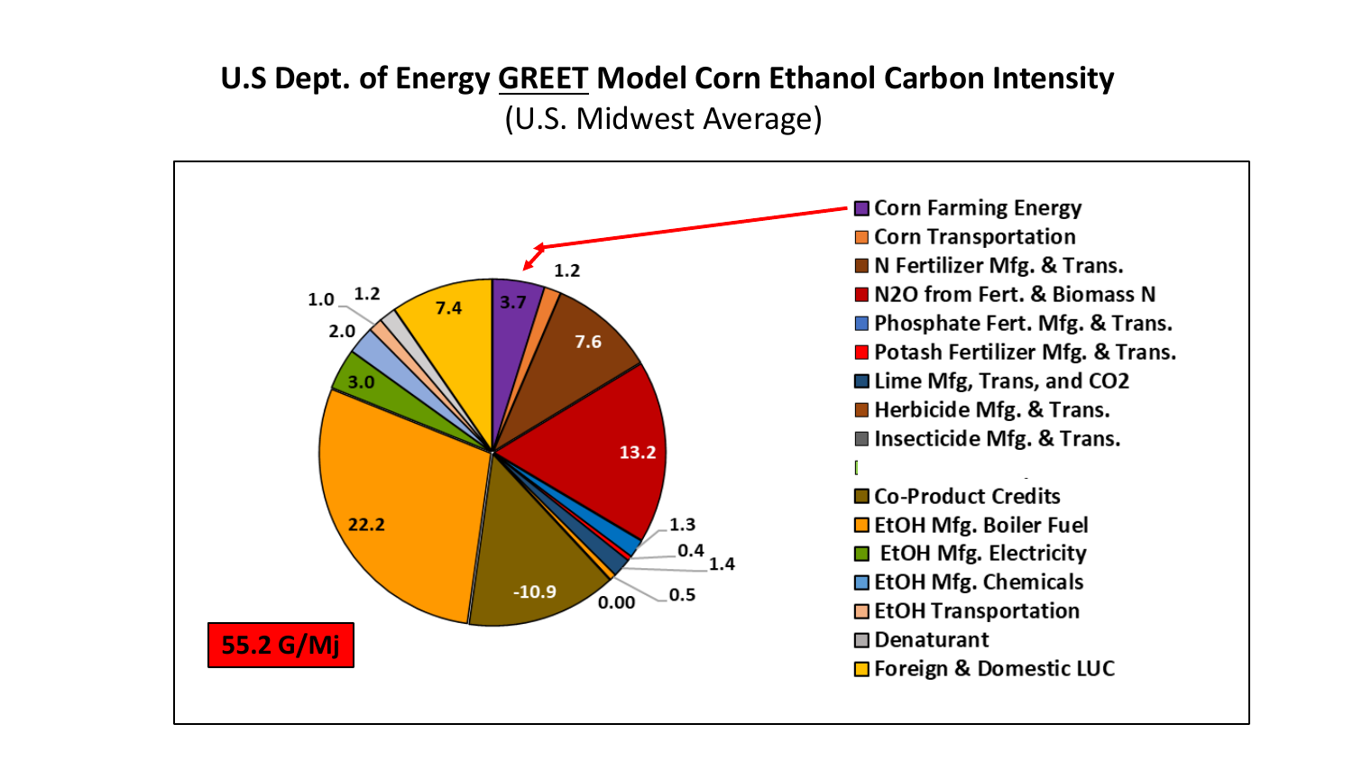## U.S Dept. of Energy GREET Model Corn Ethanol Carbon Intensity

(U.S. Midwest Average)

| Category | Value |
| --- | --- |
| Corn Farming Energy | 3.7 |
| Corn Transportation | 1.2 |
| N Fertilizer Mfg. & Trans. | 7.6 |
| N2O from Fert. & Biomass N | 13.2 |
| Phosphate Fert. Mfg. & Trans. | 1.3 |
| Potash Fertilizer Mfg. & Trans. | 0.4 |
| Lime Mfg, Trans, and CO2 | 1.4 |
| Herbicide Mfg. & Trans. | 0.5 |
| Insecticide Mfg. & Trans. | 0.00 |
| Co-Product Credits | -10.9 |
| EtOH Mfg. Boiler Fuel | 22.2 |
| EtOH Mfg. Electricity | 3.0 |
| EtOH Mfg. Chemicals | 2.0 |
| EtOH Transportation | 1.0 |
| Denaturant | 1.2 |
| Foreign & Domestic LUC | 7.4 |

**55.2 G/Mj**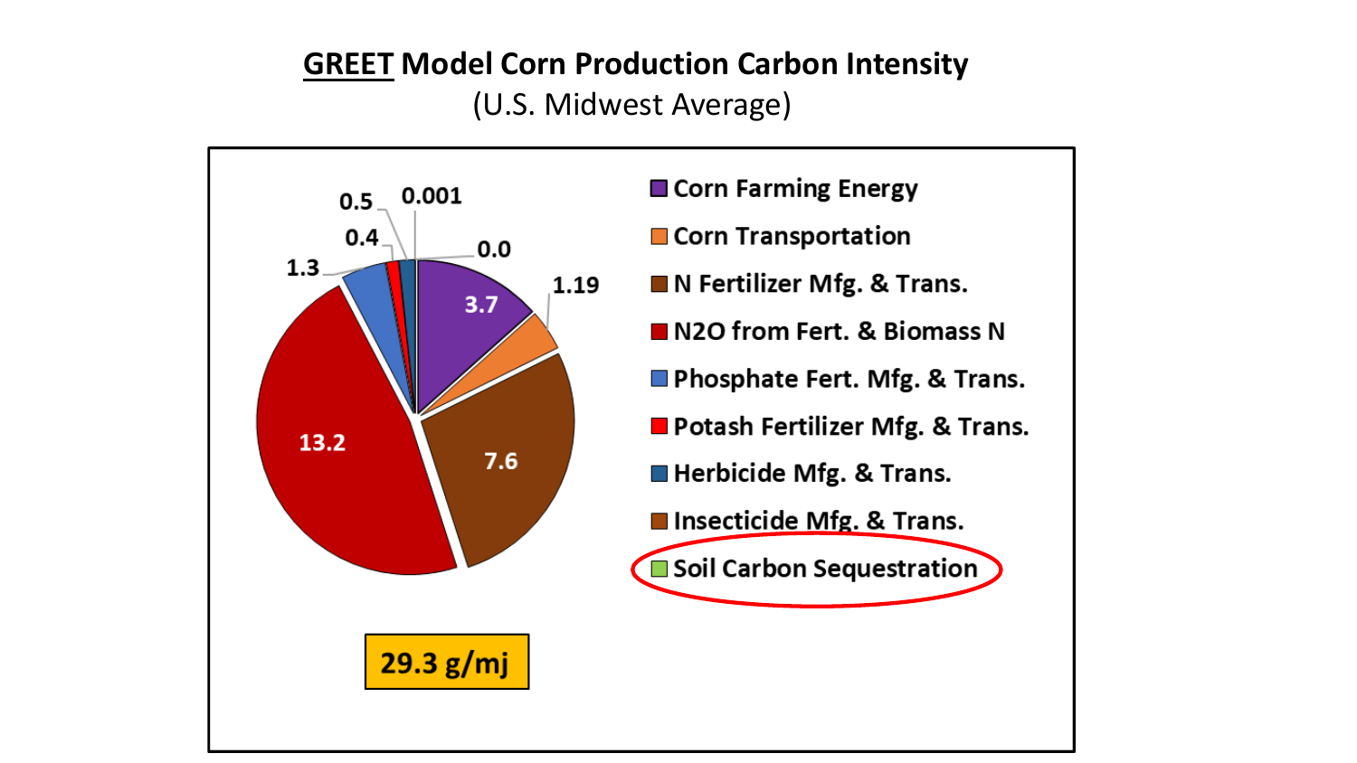# GREET Model Corn Production Carbon Intensity

(U.S. Midwest Average)

| Category | Value |
|---|---|
| Corn Farming Energy | 3.7 |
| Corn Transportation | 1.19 |
| N Fertilizer Mfg. & Trans. | 7.6 |
| N2O from Fert. & Biomass N | 13.2 |
| Phosphate Fert. Mfg. & Trans. | 1.3 |
| Potash Fertilizer Mfg. & Trans. | 0.4 |
| Herbicide Mfg. & Trans. | 0.5 |
| Insecticide Mfg. & Trans. | 0.001 |
| Soil Carbon Sequestration | 0.0 |

**29.3 g/mj**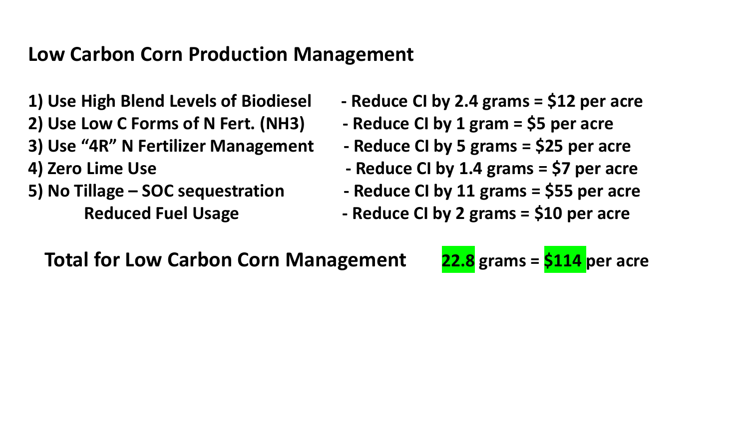## Low Carbon Corn Production Management

1) Use High Blend Levels of Biodiesel - Reduce CI by 2.4 grams = $12 per acre
2) Use Low C Forms of N Fert. ($NH_3$) - Reduce CI by 1 gram = $5 per acre
3) Use "4R" N Fertilizer Management - Reduce CI by 5 grams = $25 per acre
4) Zero Lime Use - Reduce CI by 1.4 grams = $7 per acre
5) No Tillage – SOC sequestration - Reduce CI by 11 grams = $55 per acre
   Reduced Fuel Usage - Reduce CI by 2 grams = $10 per acre

**Total for Low Carbon Corn Management** **22.8 grams = $114 per acre**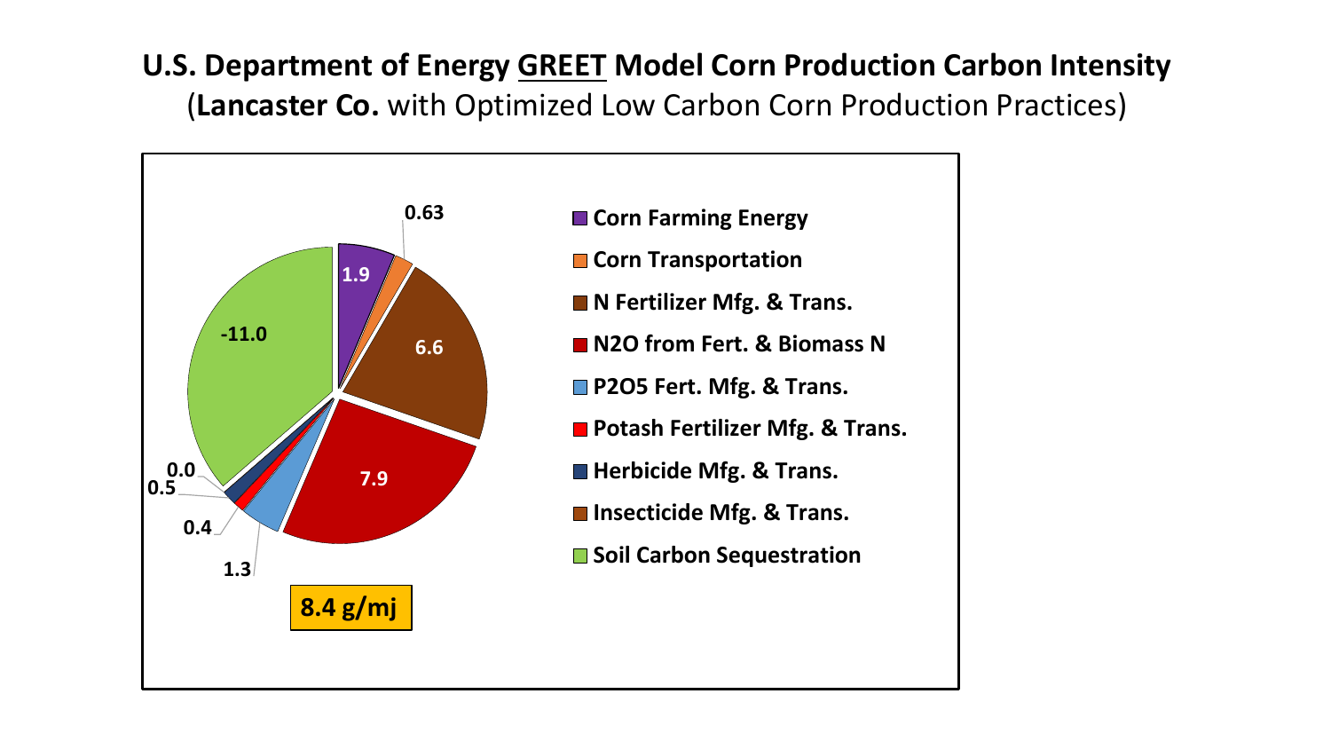# U.S. Department of Energy GREET Model Corn Production Carbon Intensity

(**Lancaster Co.** with Optimized Low Carbon Corn Production Practices)

| Category | Value |
|---|---|
| Corn Farming Energy | 1.9 |
| Corn Transportation | 0.63 |
| N Fertilizer Mfg. & Trans. | 6.6 |
| $N_2O$ from Fert. & Biomass N | 7.9 |
| $P_2O_5$ Fert. Mfg. & Trans. | 1.3 |
| Potash Fertilizer Mfg. & Trans. | 0.4 |
| Herbicide Mfg. & Trans. | 0.5 |
| Insecticide Mfg. & Trans. | 0.0 |
| Soil Carbon Sequestration | -11.0 |

**8.4 g/mj**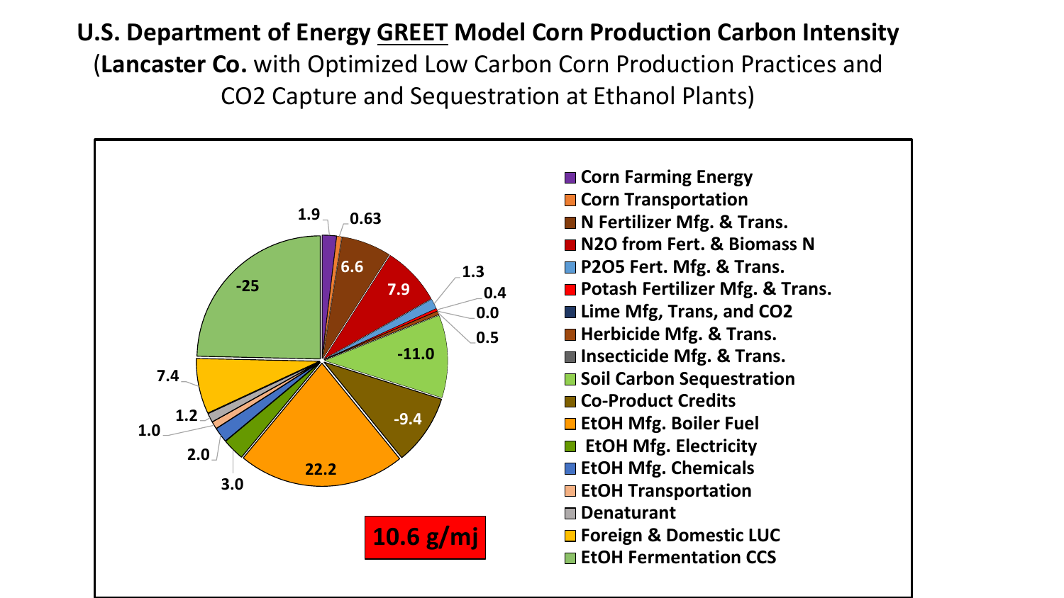# U.S. Department of Energy GREET Model Corn Production Carbon Intensity

(**Lancaster Co.** with Optimized Low Carbon Corn Production Practices and $CO_2$ Capture and Sequestration at Ethanol Plants)

| Category | Value |
| --- | --- |
| Corn Farming Energy | 1.9 |
| Corn Transportation | 0.63 |
| N Fertilizer Mfg. & Trans. | 6.6 |
| N2O from Fert. & Biomass N | 7.9 |
| P2O5 Fert. Mfg. & Trans. | 1.3 |
| Potash Fertilizer Mfg. & Trans. | 0.4 |
| Lime Mfg, Trans, and CO2 | 0.0 |
| Herbicide Mfg. & Trans. | 0.5 |
| Insecticide Mfg. & Trans. | |
| Soil Carbon Sequestration | -11.0 |
| Co-Product Credits | -9.4 |
| EtOH Mfg. Boiler Fuel | 22.2 |
| EtOH Mfg. Electricity | 3.0 |
| EtOH Mfg. Chemicals | 2.0 |
| EtOH Transportation | 1.0 |
| Denaturant | 1.2 |
| Foreign & Domestic LUC | 7.4 |
| EtOH Fermentation CCS | -25 |

**10.6 g/mj**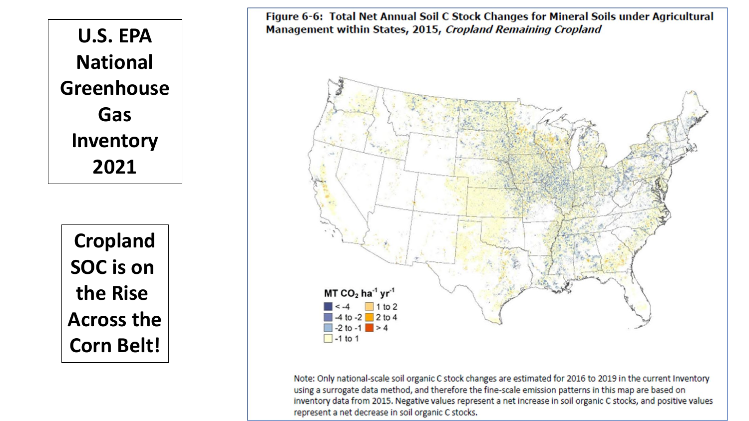# U.S. EPA National Greenhouse Gas Inventory 2021

## Cropland SOC is on the Rise Across the Corn Belt!

**Figure 6-6: Total Net Annual Soil C Stock Changes for Mineral Soils under Agricultural Management within States, 2015, *Cropland Remaining Cropland***

MT $CO_2$ $ha^{-1}$ $yr^{-1}$

- < -4
- -4 to -2
- -2 to -1
- -1 to 1
- 1 to 2
- 2 to 4
- > 4

Note: Only national-scale soil organic C stock changes are estimated for 2016 to 2019 in the current Inventory using a surrogate data method, and therefore the fine-scale emission patterns in this map are based on inventory data from 2015. Negative values represent a net increase in soil organic C stocks, and positive values represent a net decrease in soil organic C stocks.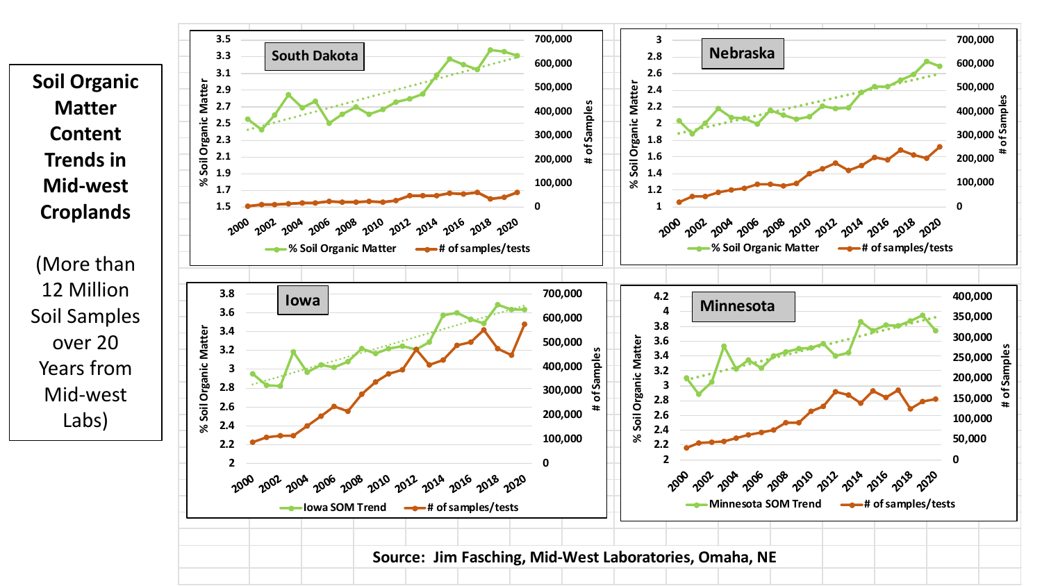# Soil Organic Matter Content Trends in Mid-west Croplands

(More than 12 Million Soil Samples over 20 Years from Mid-west Labs)

**South Dakota**

% Soil Organic Matter — # of samples/tests

**Nebraska**

% Soil Organic Matter — # of samples/tests

**Iowa**

Iowa SOM Trend — # of samples/tests

**Minnesota**

Minnesota SOM Trend — # of samples/tests

Source: Jim Fasching, Mid-West Laboratories, Omaha, NE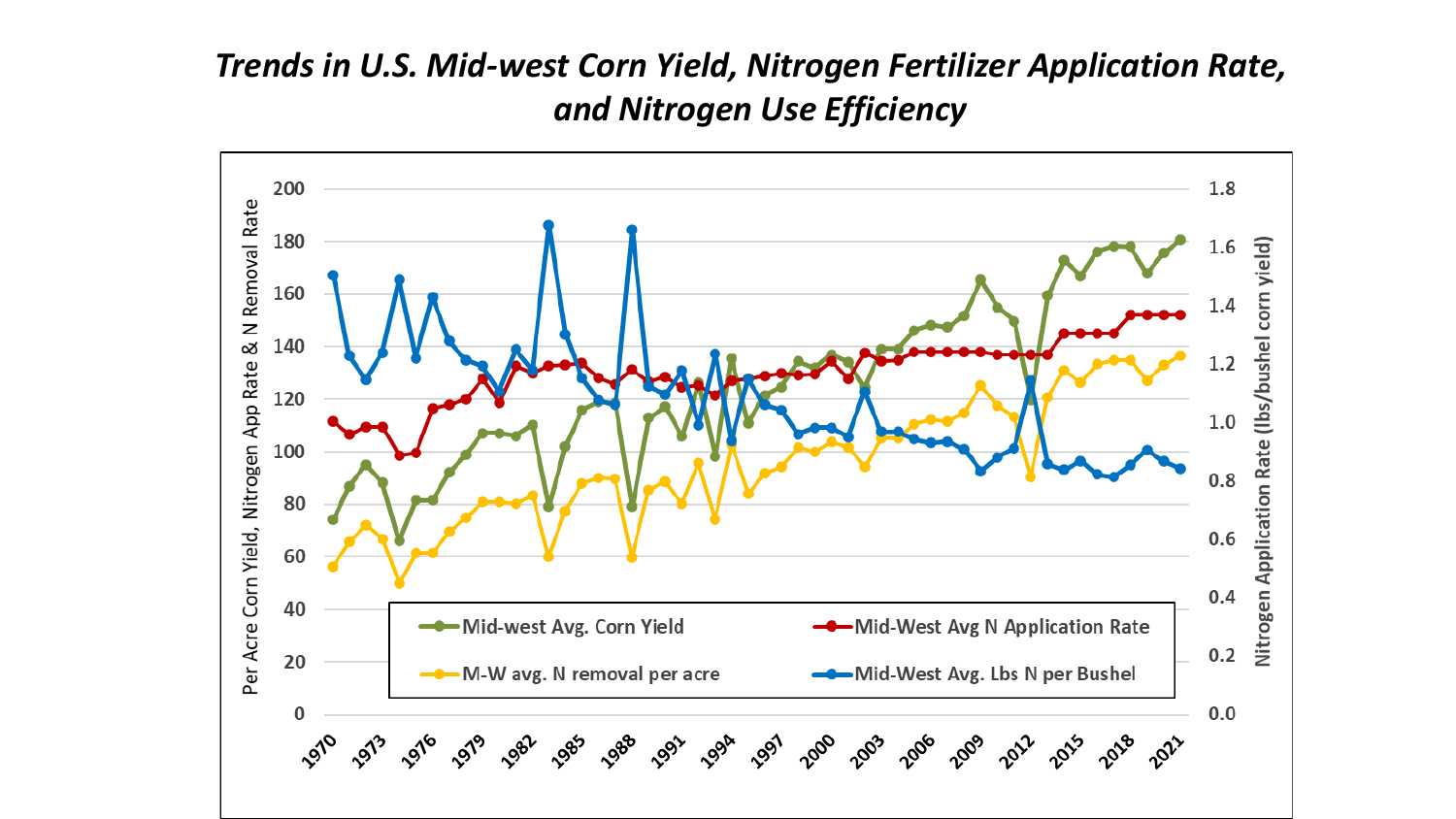# *Trends in U.S. Mid-west Corn Yield, Nitrogen Fertilizer Application Rate, and Nitrogen Use Efficiency*

Per Acre Corn Yield, Nitrogen App Rate & N Removal Rate

200
180
160
140
120
100
80
60
40
20
0

Nitrogen Application Rate (lbs/bushel corn yield)

1.8
1.6
1.4
1.2
1.0
0.8
0.6
0.4
0.2
0.0

1970
1973
1976
1979
1982
1985
1988
1991
1994
1997
2000
2003
2006
2009
2012
2015
2018
2021

Mid-west Avg. Corn Yield
Mid-West Avg N Application Rate
M-W avg. N removal per acre
Mid-West Avg. Lbs N per Bushel